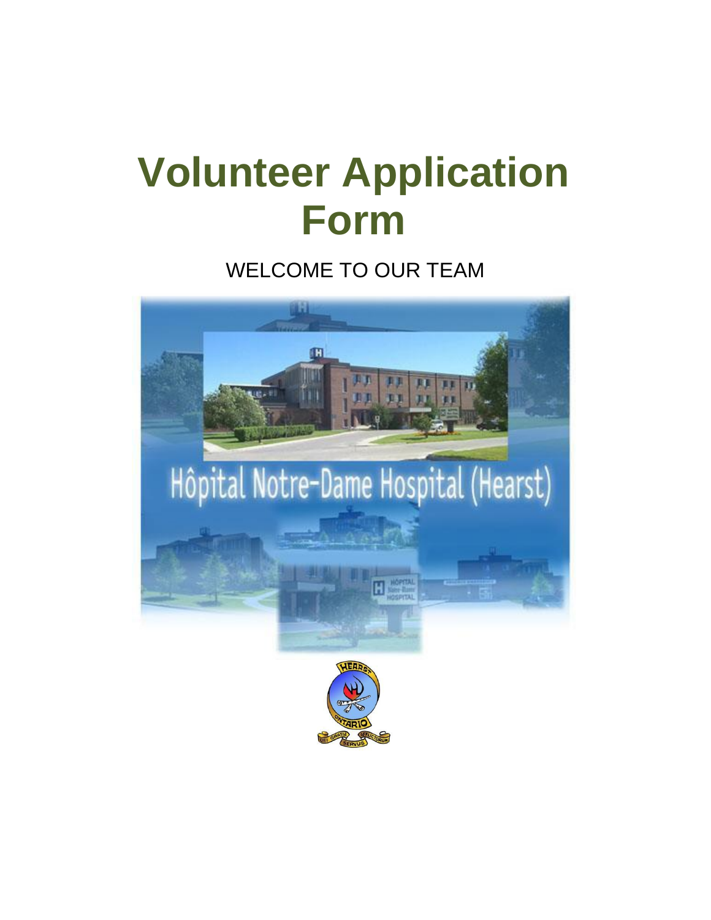# Volunteer Application Form

WELCOME TO OUR TEAM

Hôpital Notre-Dame Hospital (Hearst)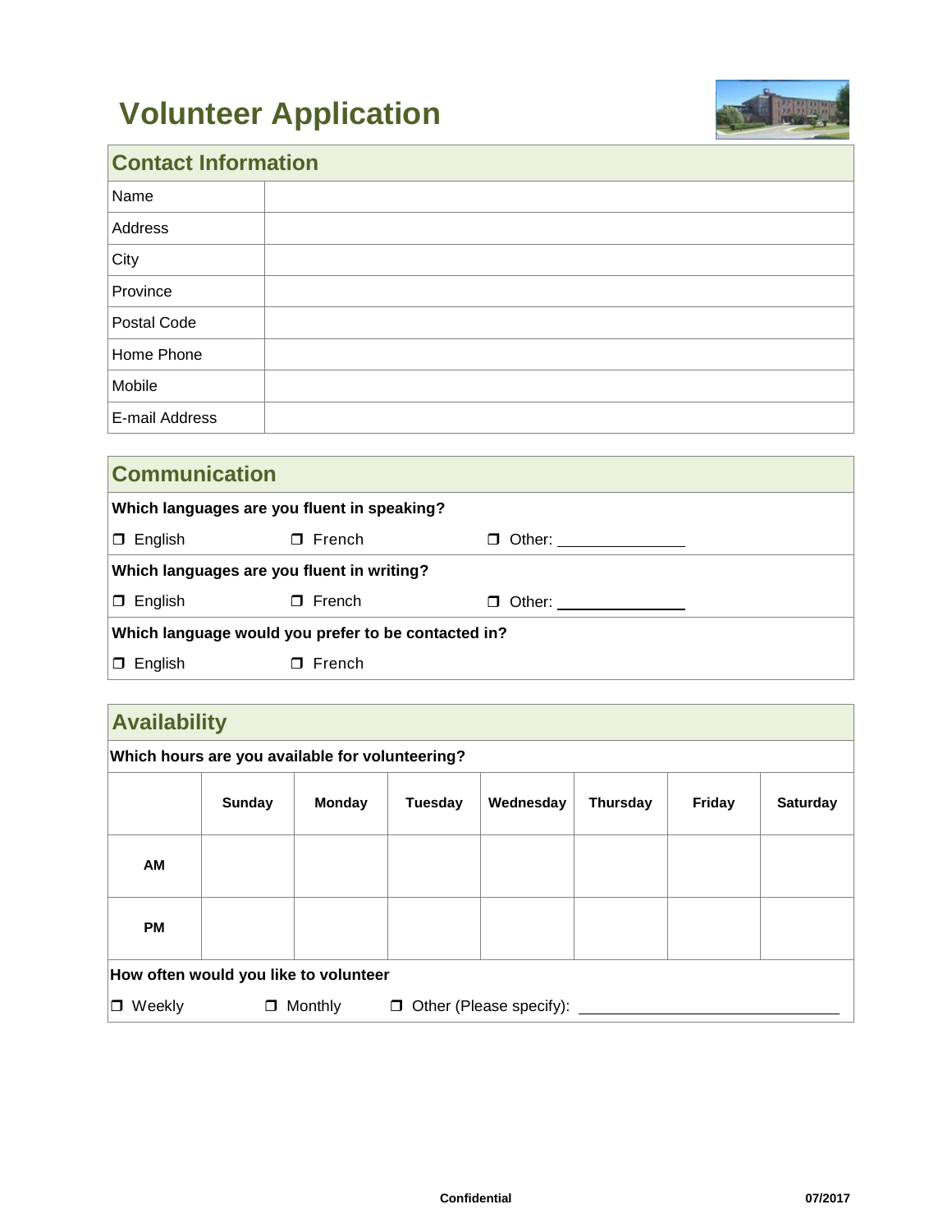# Volunteer Application

## Contact Information

| | |
|---|---|
| Name | |
| Address | |
| City | |
| Province | |
| Postal Code | |
| Home Phone | |
| Mobile | |
| E-mail Address | |

## Communication

**Which languages are you fluent in speaking?**

❒ English ❒ French ❒ Other: ______________

**Which languages are you fluent in writing?**

❒ English ❒ French ❒ Other: ______________

**Which language would you prefer to be contacted in?**

❒ English ❒ French

## Availability

**Which hours are you available for volunteering?**

| | Sunday | Monday | Tuesday | Wednesday | Thursday | Friday | Saturday |
|---|---|---|---|---|---|---|---|
| **AM** | | | | | | | |
| **PM** | | | | | | | |

**How often would you like to volunteer**

❒ Weekly ❒ Monthly ❒ Other (Please specify): ______________________________

Confidential 07/2017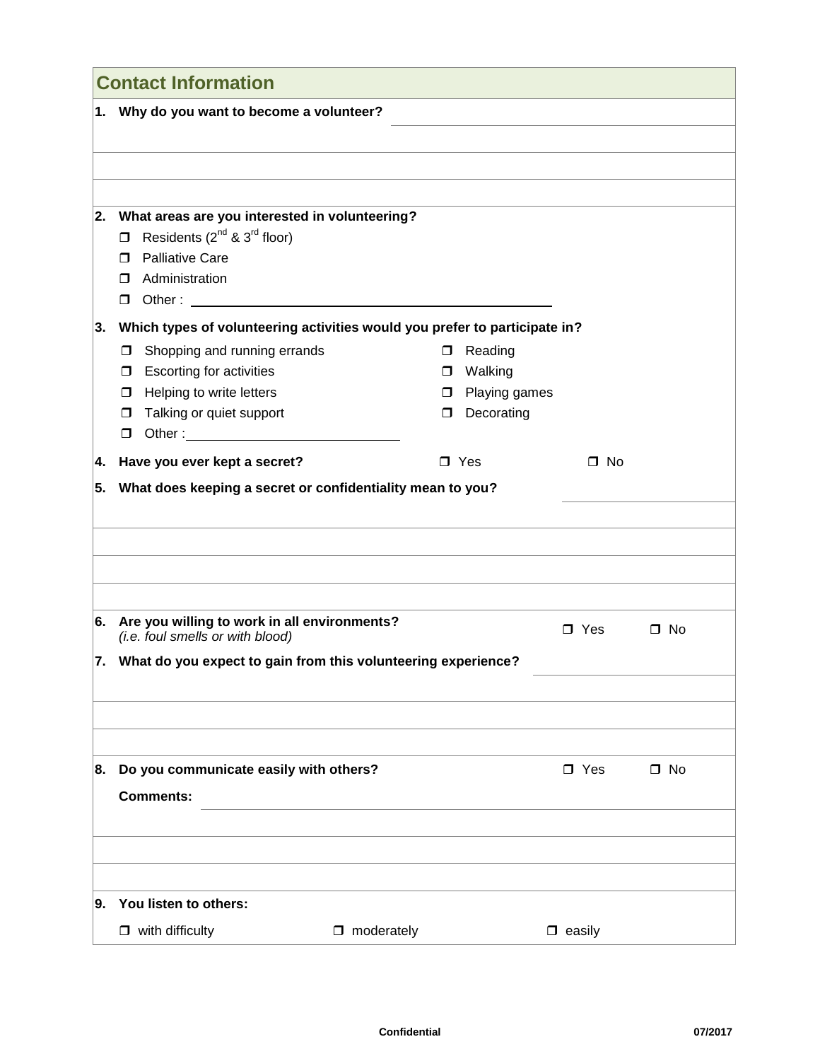## Contact Information

**1. Why do you want to become a volunteer?** ______________________________

______________________________

______________________________

______________________________

**2. What areas are you interested in volunteering?**

- ☐ Residents ($2^{nd}$ & $3^{rd}$ floor)
- ☐ Palliative Care
- ☐ Administration
- ☐ Other : ______________________________

**3. Which types of volunteering activities would you prefer to participate in?**

- ☐ Shopping and running errands
- ☐ Escorting for activities
- ☐ Helping to write letters
- ☐ Talking or quiet support
- ☐ Other : ______________________________
- ☐ Reading
- ☐ Walking
- ☐ Playing games
- ☐ Decorating

**4. Have you ever kept a secret?** ☐ Yes ☐ No

**5. What does keeping a secret or confidentiality mean to you?** ______________________________

______________________________

______________________________

______________________________

**6. Are you willing to work in all environments?** ☐ Yes ☐ No
*(i.e. foul smells or with blood)*

**7. What do you expect to gain from this volunteering experience?** ______________________________

______________________________

______________________________

**8. Do you communicate easily with others?** ☐ Yes ☐ No

**Comments:** ______________________________

______________________________

______________________________

**9. You listen to others:**

☐ with difficulty ☐ moderately ☐ easily

**Confidential** 07/2017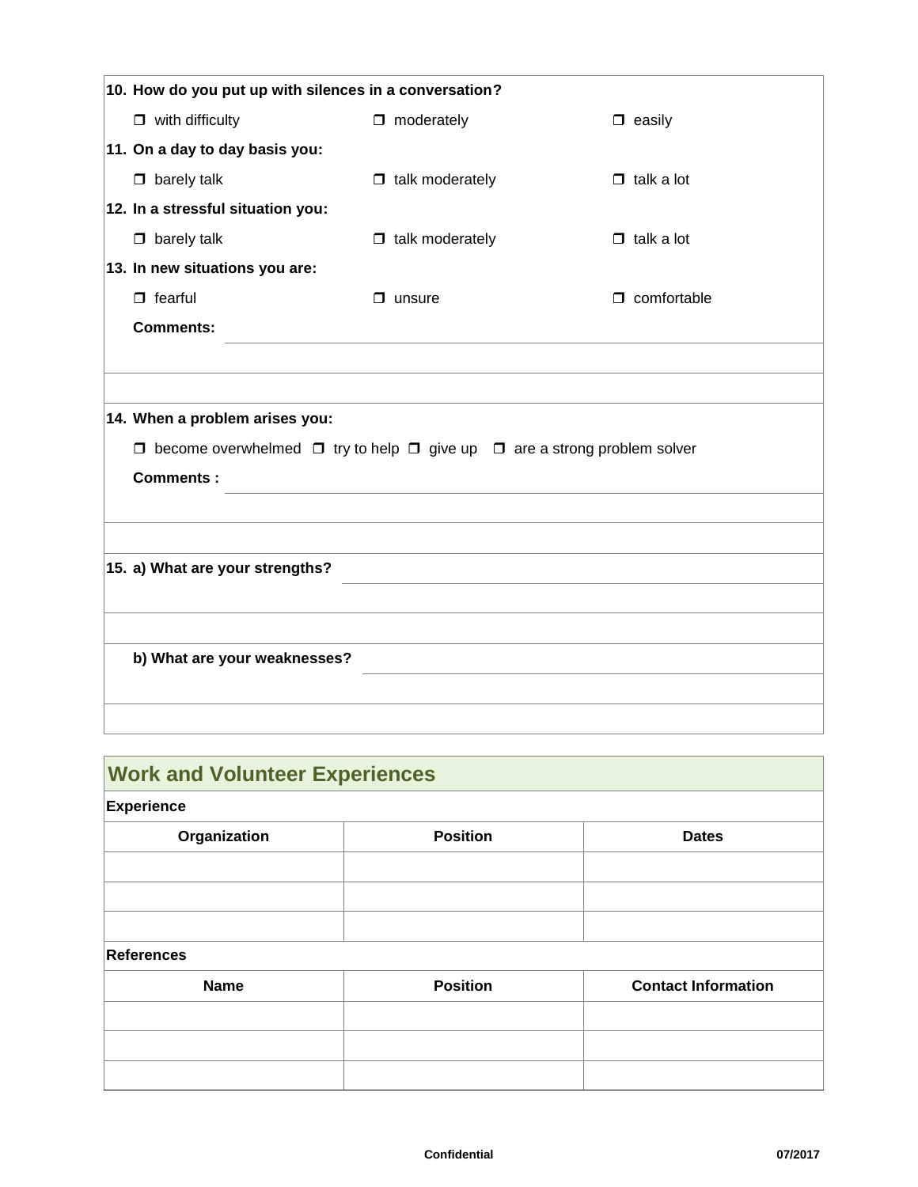**10. How do you put up with silences in a conversation?**

- ❒ with difficulty ❒ moderately ❒ easily

**11. On a day to day basis you:**

- ❒ barely talk ❒ talk moderately ❒ talk a lot

**12. In a stressful situation you:**

- ❒ barely talk ❒ talk moderately ❒ talk a lot

**13. In new situations you are:**

- ❒ fearful ❒ unsure ❒ comfortable

**Comments:**

**14. When a problem arises you:**

- ❒ become overwhelmed ❒ try to help ❒ give up ❒ are a strong problem solver

**Comments :**

**15. a) What are your strengths?**

**b) What are your weaknesses?**

## Work and Volunteer Experiences

**Experience**

| Organization | Position | Dates |
|---|---|---|
| | | |
| | | |
| | | |

**References**

| Name | Position | Contact Information |
|---|---|---|
| | | |
| | | |
| | | |

Confidential 07/2017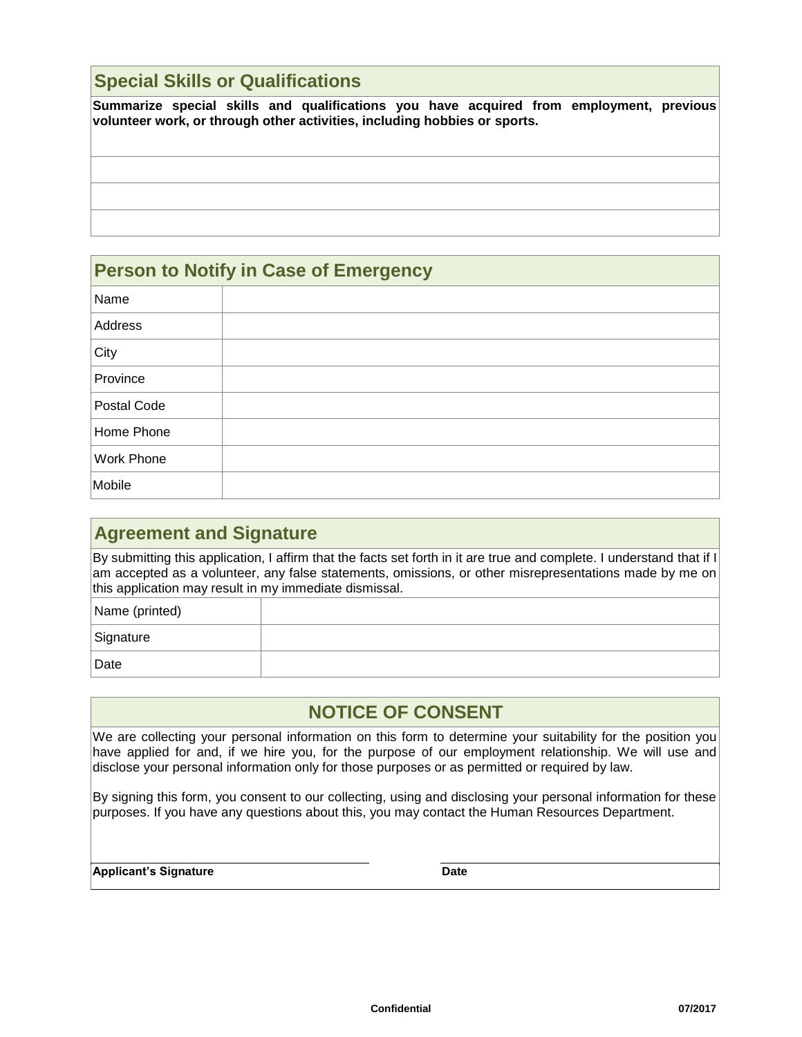## Special Skills or Qualifications

**Summarize special skills and qualifications you have acquired from employment, previous volunteer work, or through other activities, including hobbies or sports.**

## Person to Notify in Case of Emergency

| | |
|---|---|
| Name | |
| Address | |
| City | |
| Province | |
| Postal Code | |
| Home Phone | |
| Work Phone | |
| Mobile | |

## Agreement and Signature

By submitting this application, I affirm that the facts set forth in it are true and complete. I understand that if I am accepted as a volunteer, any false statements, omissions, or other misrepresentations made by me on this application may result in my immediate dismissal.

| | |
|---|---|
| Name (printed) | |
| Signature | |
| Date | |

## NOTICE OF CONSENT

We are collecting your personal information on this form to determine your suitability for the position you have applied for and, if we hire you, for the purpose of our employment relationship. We will use and disclose your personal information only for those purposes or as permitted or required by law.

By signing this form, you consent to our collecting, using and disclosing your personal information for these purposes. If you have any questions about this, you may contact the Human Resources Department.

**Applicant's Signature** **Date**

**Confidential** **07/2017**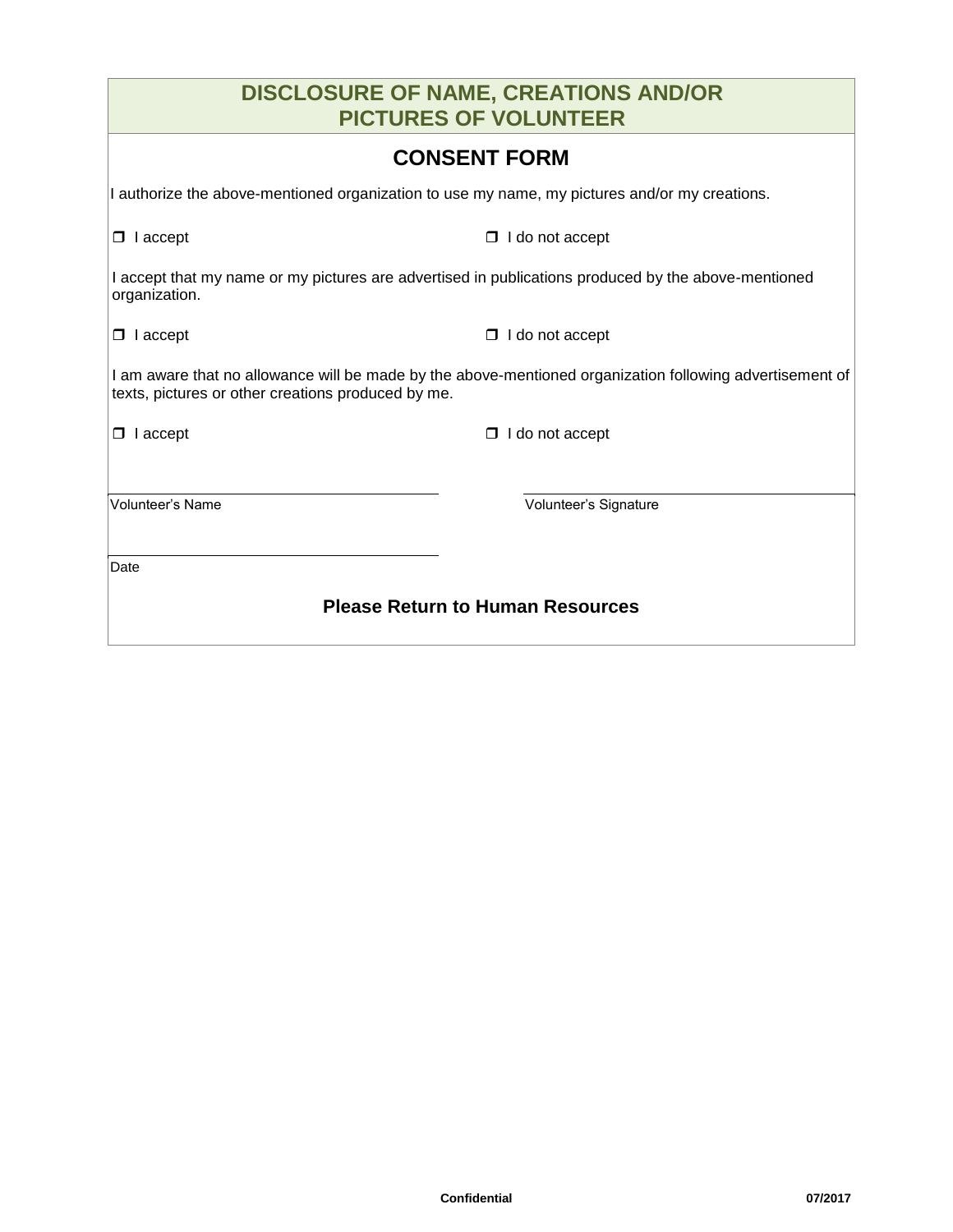# DISCLOSURE OF NAME, CREATIONS AND/OR PICTURES OF VOLUNTEER

## CONSENT FORM

I authorize the above-mentioned organization to use my name, my pictures and/or my creations.

❐ I accept ❐ I do not accept

I accept that my name or my pictures are advertised in publications produced by the above-mentioned organization.

❐ I accept ❐ I do not accept

I am aware that no allowance will be made by the above-mentioned organization following advertisement of texts, pictures or other creations produced by me.

❐ I accept ❐ I do not accept

\_\_\_\_\_\_\_\_\_\_\_\_\_\_\_\_\_\_\_\_\_\_\_\_\_\_\_\_\_\_ \_\_\_\_\_\_\_\_\_\_\_\_\_\_\_\_\_\_\_\_\_\_\_\_\_\_\_\_\_\_

Volunteer's Name Volunteer's Signature

\_\_\_\_\_\_\_\_\_\_\_\_\_\_\_\_\_\_\_\_\_\_\_\_\_\_\_\_\_\_

Date

**Please Return to Human Resources**

**Confidential** **07/2017**